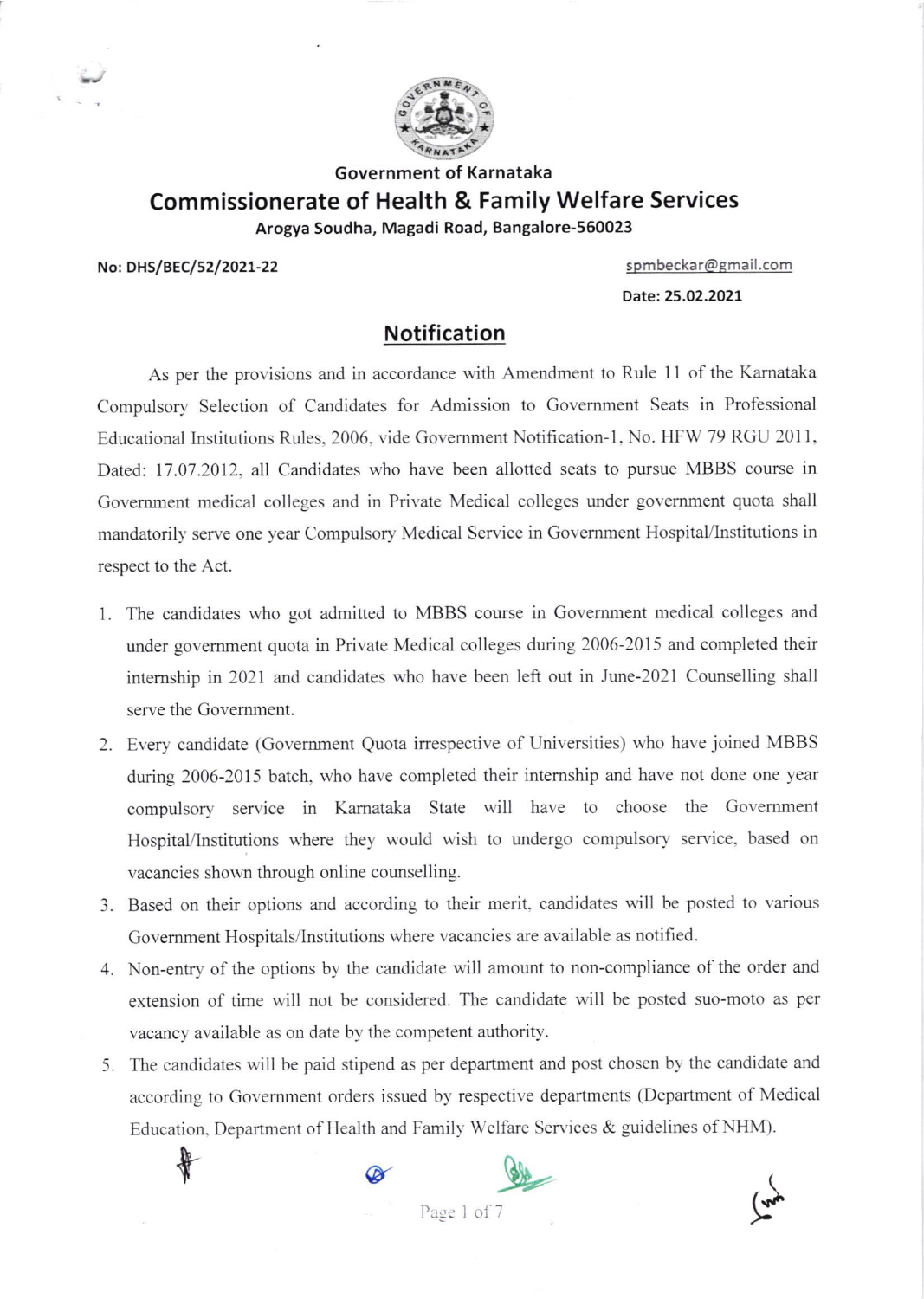Government of Karnataka

# Commissionerate of Health & Family Welfare Services

**Arogya Soudha, Magadi Road, Bangalore-560023**

**No: DHS/BEC/52/2021-22** spmbeckar@gmail.com

**Date: 25.02.2021**

## Notification

As per the provisions and in accordance with Amendment to Rule 11 of the Karnataka Compulsory Selection of Candidates for Admission to Government Seats in Professional Educational Institutions Rules, 2006, vide Government Notification-1, No. HFW 79 RGU 2011, Dated: 17.07.2012, all Candidates who have been allotted seats to pursue MBBS course in Government medical colleges and in Private Medical colleges under government quota shall mandatorily serve one year Compulsory Medical Service in Government Hospital/Institutions in respect to the Act.

1. The candidates who got admitted to MBBS course in Government medical colleges and under government quota in Private Medical colleges during 2006-2015 and completed their internship in 2021 and candidates who have been left out in June-2021 Counselling shall serve the Government.
2. Every candidate (Government Quota irrespective of Universities) who have joined MBBS during 2006-2015 batch, who have completed their internship and have not done one year compulsory service in Karnataka State will have to choose the Government Hospital/Institutions where they would wish to undergo compulsory service, based on vacancies shown through online counselling.
3. Based on their options and according to their merit, candidates will be posted to various Government Hospitals/Institutions where vacancies are available as notified.
4. Non-entry of the options by the candidate will amount to non-compliance of the order and extension of time will not be considered. The candidate will be posted suo-moto as per vacancy available as on date by the competent authority.
5. The candidates will be paid stipend as per department and post chosen by the candidate and according to Government orders issued by respective departments (Department of Medical Education, Department of Health and Family Welfare Services & guidelines of NHM).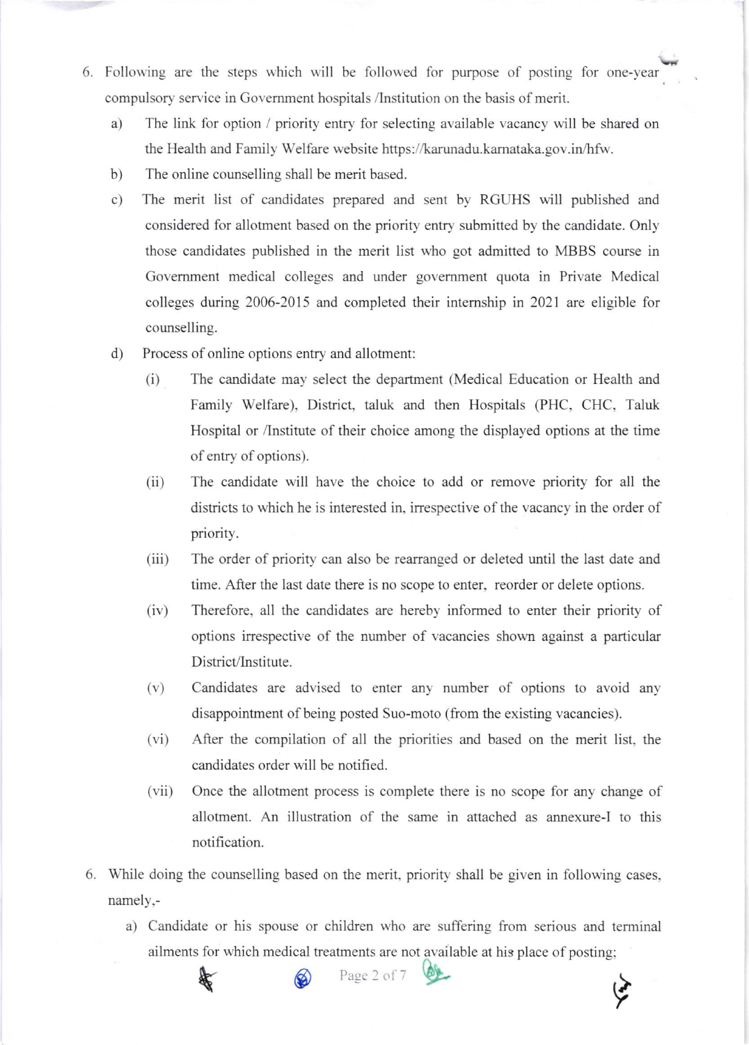6. Following are the steps which will be followed for purpose of posting for one-year compulsory service in Government hospitals /Institution on the basis of merit.

   a) The link for option / priority entry for selecting available vacancy will be shared on the Health and Family Welfare website https://karunadu.karnataka.gov.in/hfw.

   b) The online counselling shall be merit based.

   c) The merit list of candidates prepared and sent by RGUHS will published and considered for allotment based on the priority entry submitted by the candidate. Only those candidates published in the merit list who got admitted to MBBS course in Government medical colleges and under government quota in Private Medical colleges during 2006-2015 and completed their internship in 2021 are eligible for counselling.

   d) Process of online options entry and allotment:

      (i) The candidate may select the department (Medical Education or Health and Family Welfare), District, taluk and then Hospitals (PHC, CHC, Taluk Hospital or /Institute of their choice among the displayed options at the time of entry of options).

      (ii) The candidate will have the choice to add or remove priority for all the districts to which he is interested in, irrespective of the vacancy in the order of priority.

      (iii) The order of priority can also be rearranged or deleted until the last date and time. After the last date there is no scope to enter, reorder or delete options.

      (iv) Therefore, all the candidates are hereby informed to enter their priority of options irrespective of the number of vacancies shown against a particular District/Institute.

      (v) Candidates are advised to enter any number of options to avoid any disappointment of being posted Suo-moto (from the existing vacancies).

      (vi) After the compilation of all the priorities and based on the merit list, the candidates order will be notified.

      (vii) Once the allotment process is complete there is no scope for any change of allotment. An illustration of the same in attached as annexure-I to this notification.

6. While doing the counselling based on the merit, priority shall be given in following cases, namely,-

   a) Candidate or his spouse or children who are suffering from serious and terminal ailments for which medical treatments are not available at his place of posting;